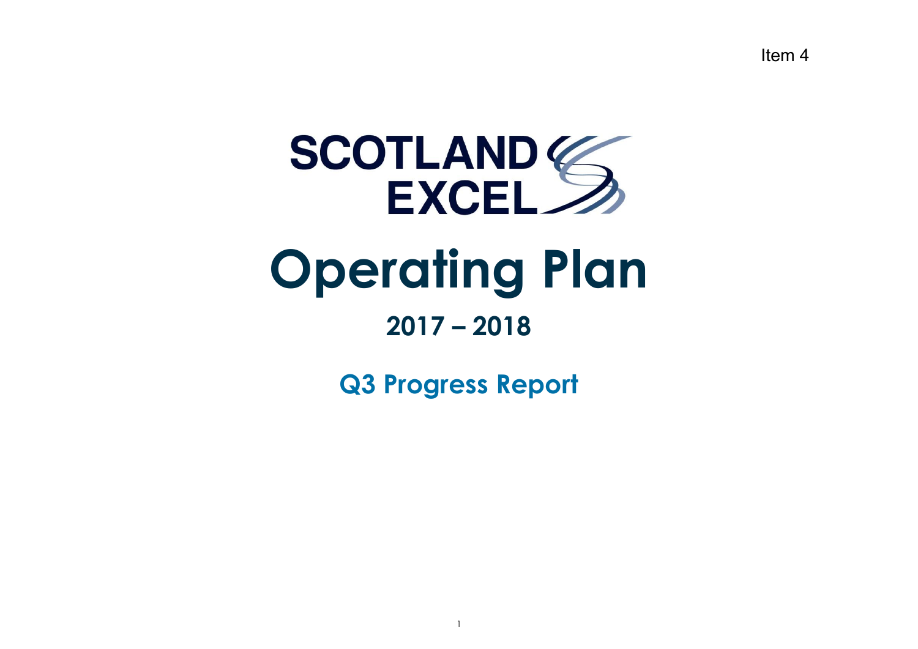Item 4

SCOTLAND EXCEL

# Operating Plan

## 2017 – 2018

## Q3 Progress Report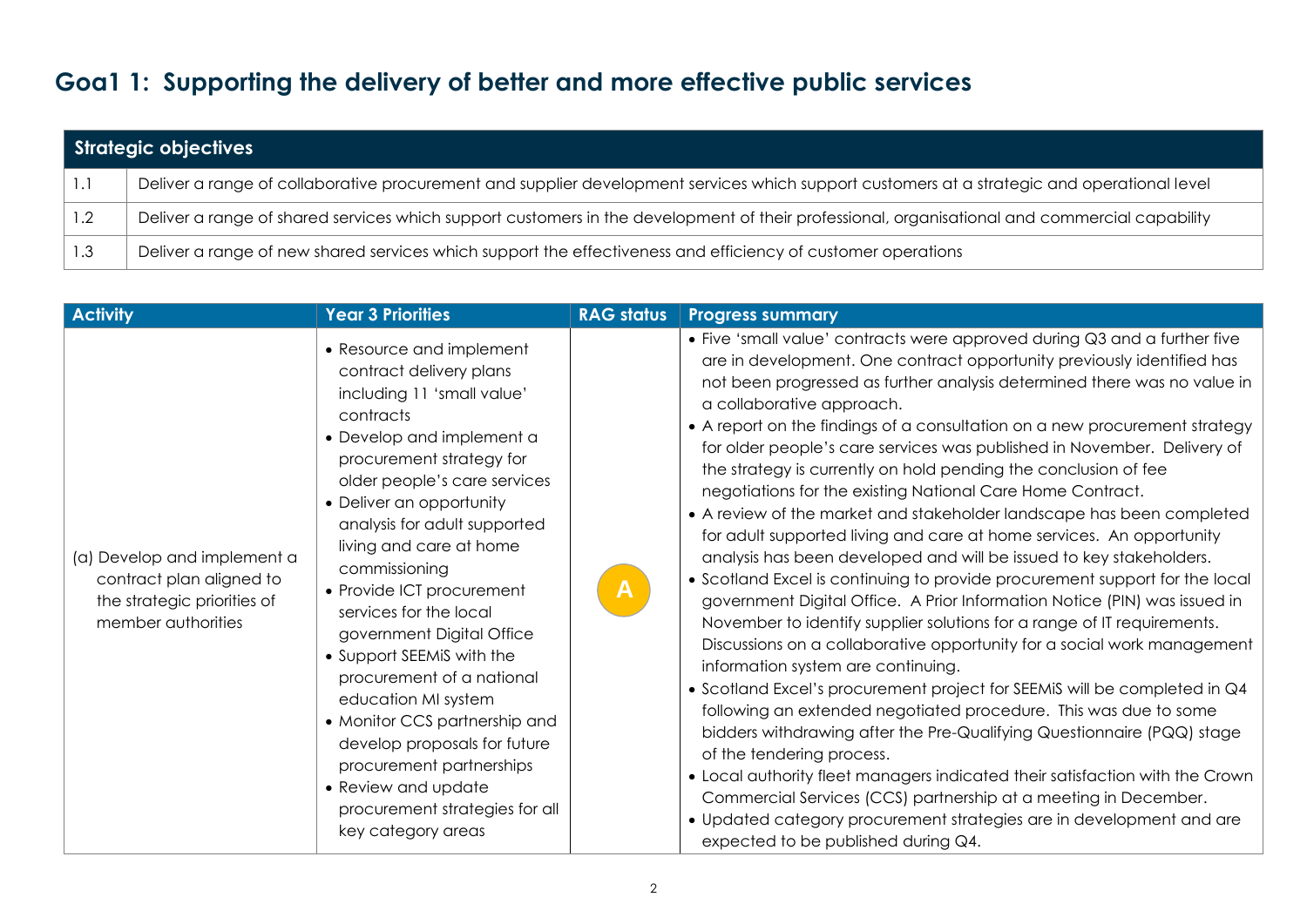# Goa1 1: Supporting the delivery of better and more effective public services

| Strategic objectives | |
|---|---|
| 1.1 | Deliver a range of collaborative procurement and supplier development services which support customers at a strategic and operational level |
| 1.2 | Deliver a range of shared services which support customers in the development of their professional, organisational and commercial capability |
| 1.3 | Deliver a range of new shared services which support the effectiveness and efficiency of customer operations |

| Activity | Year 3 Priorities | RAG status | Progress summary |
|---|---|---|---|
| (a) Develop and implement a contract plan aligned to the strategic priorities of member authorities | • Resource and implement contract delivery plans including 11 'small value' contracts<br>• Develop and implement a procurement strategy for older people's care services<br>• Deliver an opportunity analysis for adult supported living and care at home commissioning<br>• Provide ICT procurement services for the local government Digital Office<br>• Support SEEMiS with the procurement of a national education MI system<br>• Monitor CCS partnership and develop proposals for future procurement partnerships<br>• Review and update procurement strategies for all key category areas | A | • Five 'small value' contracts were approved during Q3 and a further five are in development. One contract opportunity previously identified has not been progressed as further analysis determined there was no value in a collaborative approach.<br>• A report on the findings of a consultation on a new procurement strategy for older people's care services was published in November. Delivery of the strategy is currently on hold pending the conclusion of fee negotiations for the existing National Care Home Contract.<br>• A review of the market and stakeholder landscape has been completed for adult supported living and care at home services. An opportunity analysis has been developed and will be issued to key stakeholders.<br>• Scotland Excel is continuing to provide procurement support for the local government Digital Office. A Prior Information Notice (PIN) was issued in November to identify supplier solutions for a range of IT requirements. Discussions on a collaborative opportunity for a social work management information system are continuing.<br>• Scotland Excel's procurement project for SEEMiS will be completed in Q4 following an extended negotiated procedure. This was due to some bidders withdrawing after the Pre-Qualifying Questionnaire (PQQ) stage of the tendering process.<br>• Local authority fleet managers indicated their satisfaction with the Crown Commercial Services (CCS) partnership at a meeting in December.<br>• Updated category procurement strategies are in development and are expected to be published during Q4. |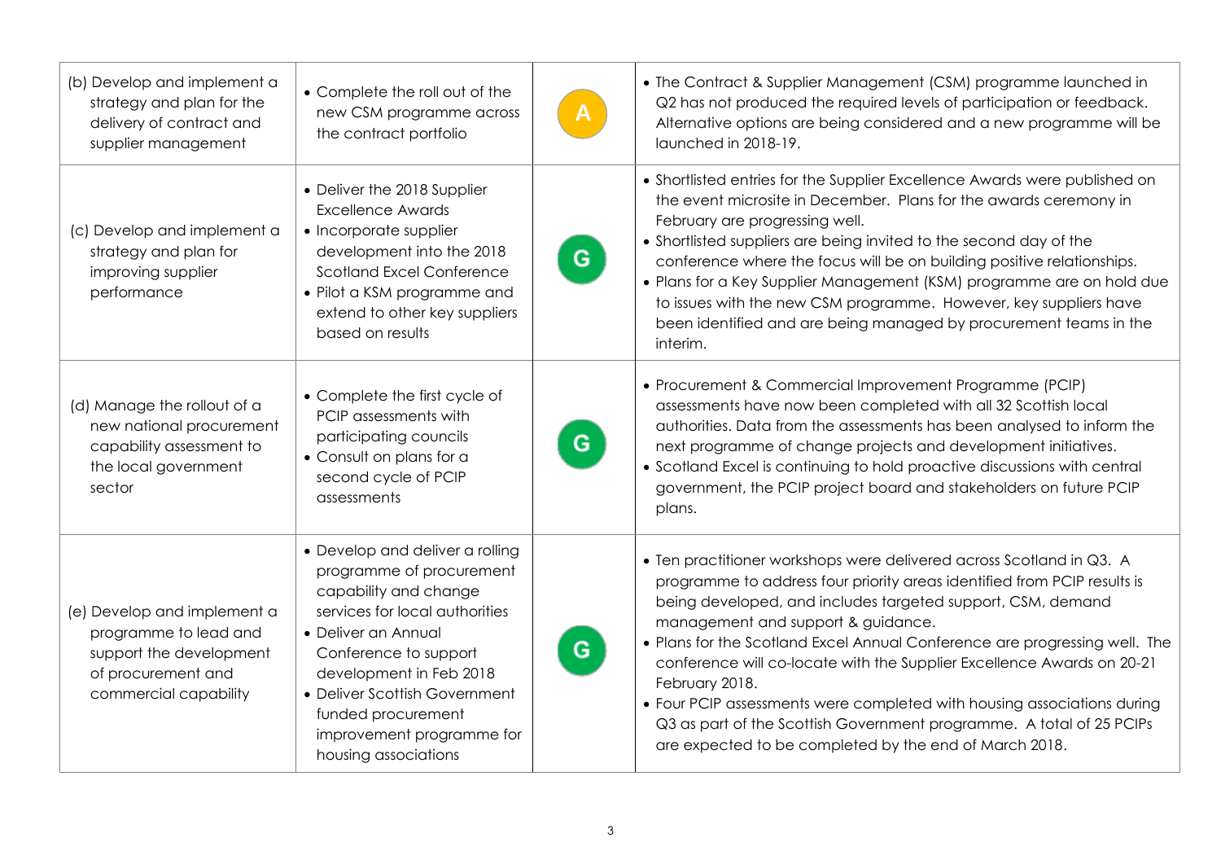| | | | |
|---|---|---|---|
| (b) Develop and implement a strategy and plan for the delivery of contract and supplier management | • Complete the roll out of the new CSM programme across the contract portfolio | A | • The Contract & Supplier Management (CSM) programme launched in Q2 has not produced the required levels of participation or feedback. Alternative options are being considered and a new programme will be launched in 2018-19. |
| (c) Develop and implement a strategy and plan for improving supplier performance | • Deliver the 2018 Supplier Excellence Awards<br>• Incorporate supplier development into the 2018 Scotland Excel Conference<br>• Pilot a KSM programme and extend to other key suppliers based on results | G | • Shortlisted entries for the Supplier Excellence Awards were published on the event microsite in December. Plans for the awards ceremony in February are progressing well.<br>• Shortlisted suppliers are being invited to the second day of the conference where the focus will be on building positive relationships.<br>• Plans for a Key Supplier Management (KSM) programme are on hold due to issues with the new CSM programme. However, key suppliers have been identified and are being managed by procurement teams in the interim. |
| (d) Manage the rollout of a new national procurement capability assessment to the local government sector | • Complete the first cycle of PCIP assessments with participating councils<br>• Consult on plans for a second cycle of PCIP assessments | G | • Procurement & Commercial Improvement Programme (PCIP) assessments have now been completed with all 32 Scottish local authorities. Data from the assessments has been analysed to inform the next programme of change projects and development initiatives.<br>• Scotland Excel is continuing to hold proactive discussions with central government, the PCIP project board and stakeholders on future PCIP plans. |
| (e) Develop and implement a programme to lead and support the development of procurement and commercial capability | • Develop and deliver a rolling programme of procurement capability and change services for local authorities<br>• Deliver an Annual Conference to support development in Feb 2018<br>• Deliver Scottish Government funded procurement improvement programme for housing associations | G | • Ten practitioner workshops were delivered across Scotland in Q3. A programme to address four priority areas identified from PCIP results is being developed, and includes targeted support, CSM, demand management and support & guidance.<br>• Plans for the Scotland Excel Annual Conference are progressing well. The conference will co-locate with the Supplier Excellence Awards on 20-21 February 2018.<br>• Four PCIP assessments were completed with housing associations during Q3 as part of the Scottish Government programme. A total of 25 PCIPs are expected to be completed by the end of March 2018. |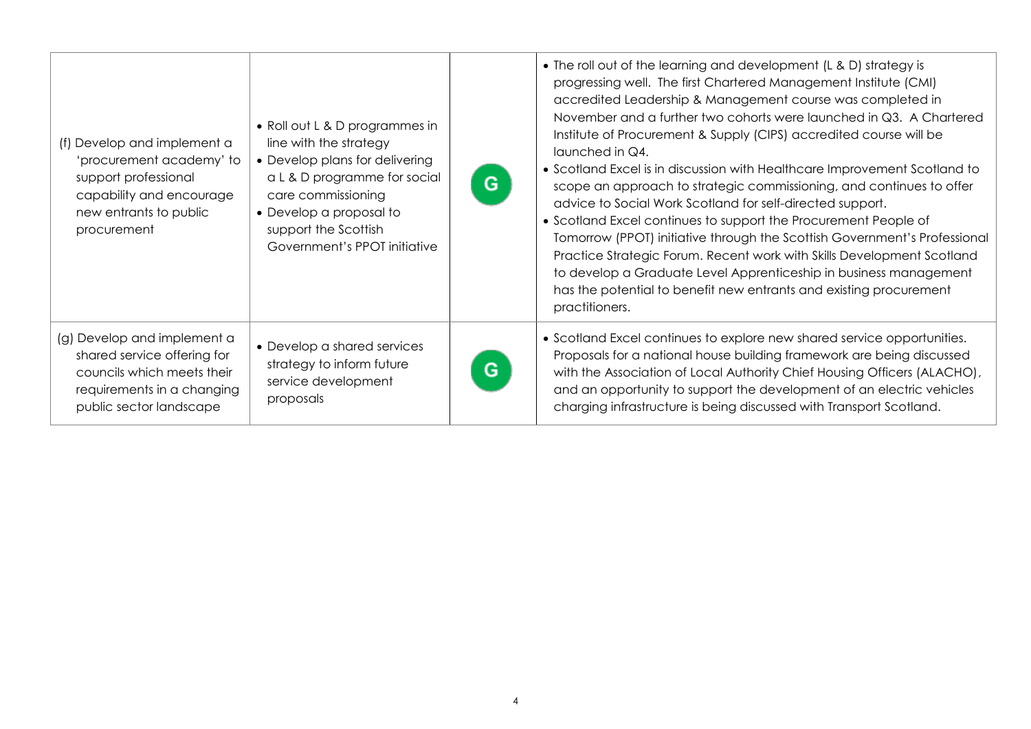| | | | |
|---|---|---|---|
| (f) Develop and implement a 'procurement academy' to support professional capability and encourage new entrants to public procurement | • Roll out L & D programmes in line with the strategy<br>• Develop plans for delivering a L & D programme for social care commissioning<br>• Develop a proposal to support the Scottish Government's PPOT initiative | G | • The roll out of the learning and development (L & D) strategy is progressing well. The first Chartered Management Institute (CMI) accredited Leadership & Management course was completed in November and a further two cohorts were launched in Q3. A Chartered Institute of Procurement & Supply (CIPS) accredited course will be launched in Q4.<br>• Scotland Excel is in discussion with Healthcare Improvement Scotland to scope an approach to strategic commissioning, and continues to offer advice to Social Work Scotland for self-directed support.<br>• Scotland Excel continues to support the Procurement People of Tomorrow (PPOT) initiative through the Scottish Government's Professional Practice Strategic Forum. Recent work with Skills Development Scotland to develop a Graduate Level Apprenticeship in business management has the potential to benefit new entrants and existing procurement practitioners. |
| (g) Develop and implement a shared service offering for councils which meets their requirements in a changing public sector landscape | • Develop a shared services strategy to inform future service development proposals | G | • Scotland Excel continues to explore new shared service opportunities. Proposals for a national house building framework are being discussed with the Association of Local Authority Chief Housing Officers (ALACHO), and an opportunity to support the development of an electric vehicles charging infrastructure is being discussed with Transport Scotland. |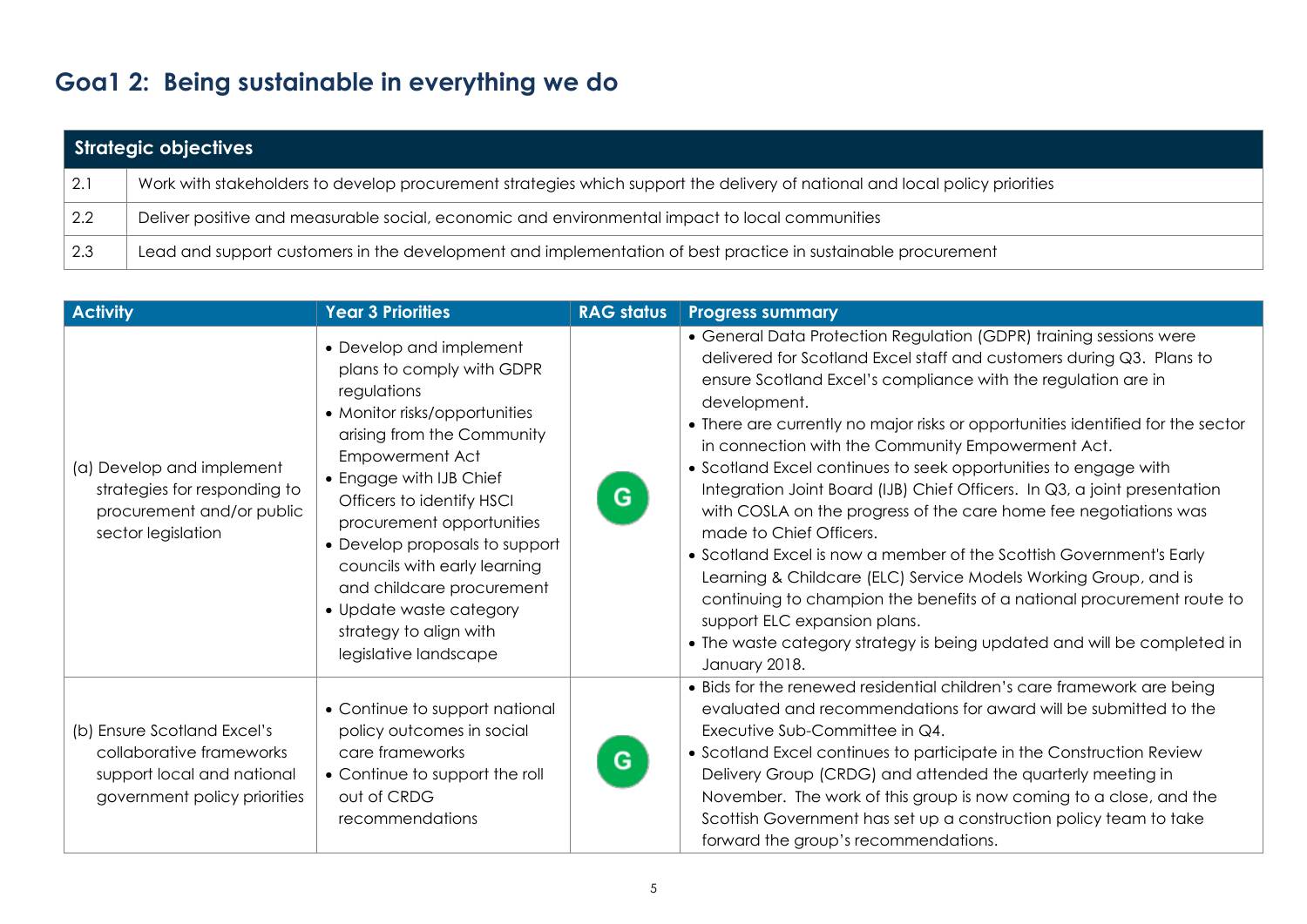# Goa1 2: Being sustainable in everything we do

| Strategic objectives | |
|---|---|
| 2.1 | Work with stakeholders to develop procurement strategies which support the delivery of national and local policy priorities |
| 2.2 | Deliver positive and measurable social, economic and environmental impact to local communities |
| 2.3 | Lead and support customers in the development and implementation of best practice in sustainable procurement |

| Activity | Year 3 Priorities | RAG status | Progress summary |
|---|---|---|---|
| (a) Develop and implement strategies for responding to procurement and/or public sector legislation | • Develop and implement plans to comply with GDPR regulations<br>• Monitor risks/opportunities arising from the Community Empowerment Act<br>• Engage with IJB Chief Officers to identify HSCI procurement opportunities<br>• Develop proposals to support councils with early learning and childcare procurement<br>• Update waste category strategy to align with legislative landscape | G | • General Data Protection Regulation (GDPR) training sessions were delivered for Scotland Excel staff and customers during Q3. Plans to ensure Scotland Excel's compliance with the regulation are in development.<br>• There are currently no major risks or opportunities identified for the sector in connection with the Community Empowerment Act.<br>• Scotland Excel continues to seek opportunities to engage with Integration Joint Board (IJB) Chief Officers. In Q3, a joint presentation with COSLA on the progress of the care home fee negotiations was made to Chief Officers.<br>• Scotland Excel is now a member of the Scottish Government's Early Learning & Childcare (ELC) Service Models Working Group, and is continuing to champion the benefits of a national procurement route to support ELC expansion plans.<br>• The waste category strategy is being updated and will be completed in January 2018. |
| (b) Ensure Scotland Excel's collaborative frameworks support local and national government policy priorities | • Continue to support national policy outcomes in social care frameworks<br>• Continue to support the roll out of CRDG recommendations | G | • Bids for the renewed residential children's care framework are being evaluated and recommendations for award will be submitted to the Executive Sub-Committee in Q4.<br>• Scotland Excel continues to participate in the Construction Review Delivery Group (CRDG) and attended the quarterly meeting in November. The work of this group is now coming to a close, and the Scottish Government has set up a construction policy team to take forward the group's recommendations. |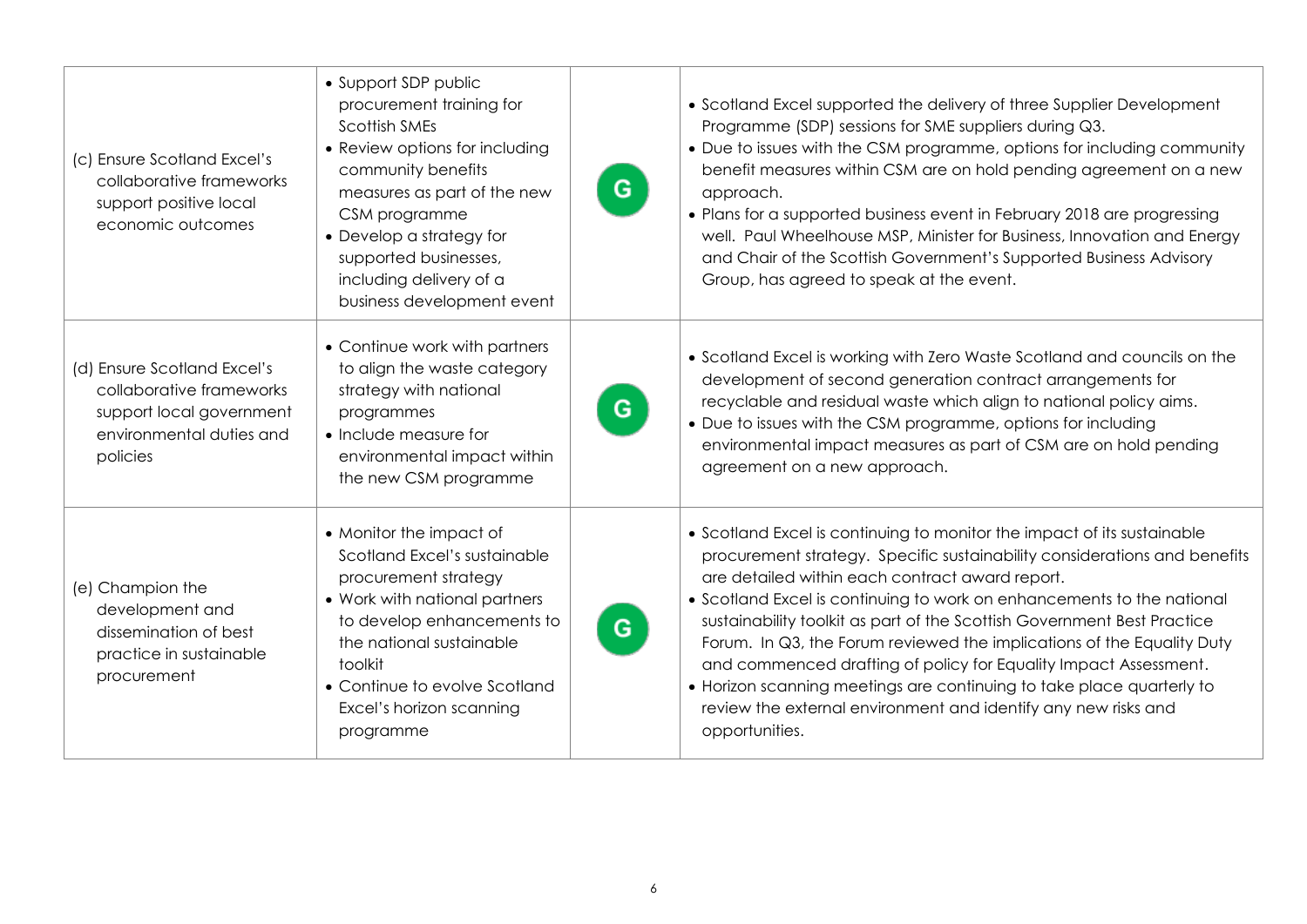| | | | |
|---|---|---|---|
| (c) Ensure Scotland Excel's collaborative frameworks support positive local economic outcomes | • Support SDP public procurement training for Scottish SMEs<br>• Review options for including community benefits measures as part of the new CSM programme<br>• Develop a strategy for supported businesses, including delivery of a business development event | G | • Scotland Excel supported the delivery of three Supplier Development Programme (SDP) sessions for SME suppliers during Q3.<br>• Due to issues with the CSM programme, options for including community benefit measures within CSM are on hold pending agreement on a new approach.<br>• Plans for a supported business event in February 2018 are progressing well. Paul Wheelhouse MSP, Minister for Business, Innovation and Energy and Chair of the Scottish Government's Supported Business Advisory Group, has agreed to speak at the event. |
| (d) Ensure Scotland Excel's collaborative frameworks support local government environmental duties and policies | • Continue work with partners to align the waste category strategy with national programmes<br>• Include measure for environmental impact within the new CSM programme | G | • Scotland Excel is working with Zero Waste Scotland and councils on the development of second generation contract arrangements for recyclable and residual waste which align to national policy aims.<br>• Due to issues with the CSM programme, options for including environmental impact measures as part of CSM are on hold pending agreement on a new approach. |
| (e) Champion the development and dissemination of best practice in sustainable procurement | • Monitor the impact of Scotland Excel's sustainable procurement strategy<br>• Work with national partners to develop enhancements to the national sustainable toolkit<br>• Continue to evolve Scotland Excel's horizon scanning programme | G | • Scotland Excel is continuing to monitor the impact of its sustainable procurement strategy. Specific sustainability considerations and benefits are detailed within each contract award report.<br>• Scotland Excel is continuing to work on enhancements to the national sustainability toolkit as part of the Scottish Government Best Practice Forum. In Q3, the Forum reviewed the implications of the Equality Duty and commenced drafting of policy for Equality Impact Assessment.<br>• Horizon scanning meetings are continuing to take place quarterly to review the external environment and identify any new risks and opportunities. |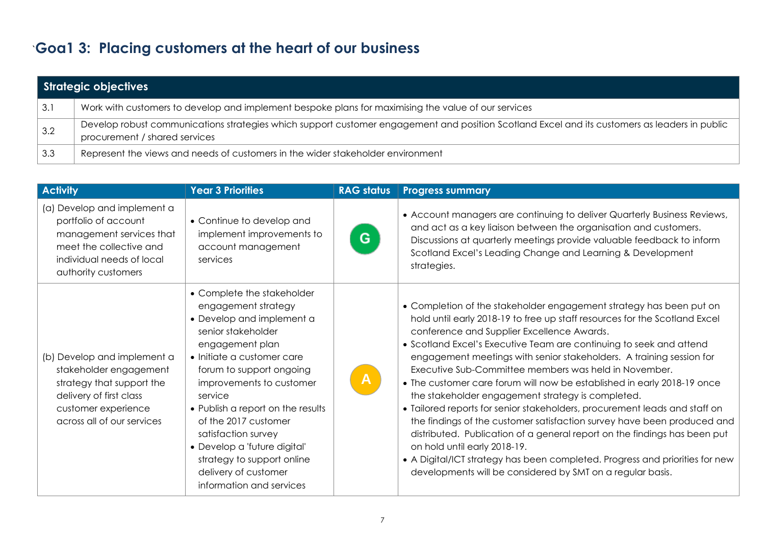# `Goa1 3: Placing customers at the heart of our business

| Strategic objectives | |
|---|---|
| 3.1 | Work with customers to develop and implement bespoke plans for maximising the value of our services |
| 3.2 | Develop robust communications strategies which support customer engagement and position Scotland Excel and its customers as leaders in public procurement / shared services |
| 3.3 | Represent the views and needs of customers in the wider stakeholder environment |

| Activity | Year 3 Priorities | RAG status | Progress summary |
|---|---|---|---|
| (a) Develop and implement a portfolio of account management services that meet the collective and individual needs of local authority customers | • Continue to develop and implement improvements to account management services | G | • Account managers are continuing to deliver Quarterly Business Reviews, and act as a key liaison between the organisation and customers. Discussions at quarterly meetings provide valuable feedback to inform Scotland Excel's Leading Change and Learning & Development strategies. |
| (b) Develop and implement a stakeholder engagement strategy that support the delivery of first class customer experience across all of our services | • Complete the stakeholder engagement strategy<br>• Develop and implement a senior stakeholder engagement plan<br>• Initiate a customer care forum to support ongoing improvements to customer service<br>• Publish a report on the results of the 2017 customer satisfaction survey<br>• Develop a 'future digital' strategy to support online delivery of customer information and services | A | • Completion of the stakeholder engagement strategy has been put on hold until early 2018-19 to free up staff resources for the Scotland Excel conference and Supplier Excellence Awards.<br>• Scotland Excel's Executive Team are continuing to seek and attend engagement meetings with senior stakeholders. A training session for Executive Sub-Committee members was held in November.<br>• The customer care forum will now be established in early 2018-19 once the stakeholder engagement strategy is completed.<br>• Tailored reports for senior stakeholders, procurement leads and staff on the findings of the customer satisfaction survey have been produced and distributed. Publication of a general report on the findings has been put on hold until early 2018-19.<br>• A Digital/ICT strategy has been completed. Progress and priorities for new developments will be considered by SMT on a regular basis. |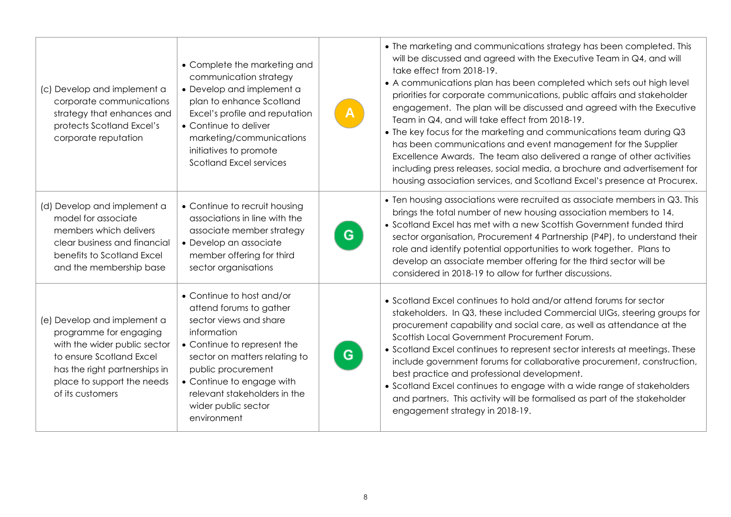| | | | |
|---|---|---|---|
| (c) Develop and implement a corporate communications strategy that enhances and protects Scotland Excel's corporate reputation | • Complete the marketing and communication strategy<br>• Develop and implement a plan to enhance Scotland Excel's profile and reputation<br>• Continue to deliver marketing/communications initiatives to promote Scotland Excel services | A | • The marketing and communications strategy has been completed. This will be discussed and agreed with the Executive Team in Q4, and will take effect from 2018-19.<br>• A communications plan has been completed which sets out high level priorities for corporate communications, public affairs and stakeholder engagement. The plan will be discussed and agreed with the Executive Team in Q4, and will take effect from 2018-19.<br>• The key focus for the marketing and communications team during Q3 has been communications and event management for the Supplier Excellence Awards. The team also delivered a range of other activities including press releases, social media, a brochure and advertisement for housing association services, and Scotland Excel's presence at Procurex. |
| (d) Develop and implement a model for associate members which delivers clear business and financial benefits to Scotland Excel and the membership base | • Continue to recruit housing associations in line with the associate member strategy<br>• Develop an associate member offering for third sector organisations | G | • Ten housing associations were recruited as associate members in Q3. This brings the total number of new housing association members to 14.<br>• Scotland Excel has met with a new Scottish Government funded third sector organisation, Procurement 4 Partnership (P4P), to understand their role and identify potential opportunities to work together. Plans to develop an associate member offering for the third sector will be considered in 2018-19 to allow for further discussions. |
| (e) Develop and implement a programme for engaging with the wider public sector to ensure Scotland Excel has the right partnerships in place to support the needs of its customers | • Continue to host and/or attend forums to gather sector views and share information<br>• Continue to represent the sector on matters relating to public procurement<br>• Continue to engage with relevant stakeholders in the wider public sector environment | G | • Scotland Excel continues to hold and/or attend forums for sector stakeholders. In Q3, these included Commercial UIGs, steering groups for procurement capability and social care, as well as attendance at the Scottish Local Government Procurement Forum.<br>• Scotland Excel continues to represent sector interests at meetings. These include government forums for collaborative procurement, construction, best practice and professional development.<br>• Scotland Excel continues to engage with a wide range of stakeholders and partners. This activity will be formalised as part of the stakeholder engagement strategy in 2018-19. |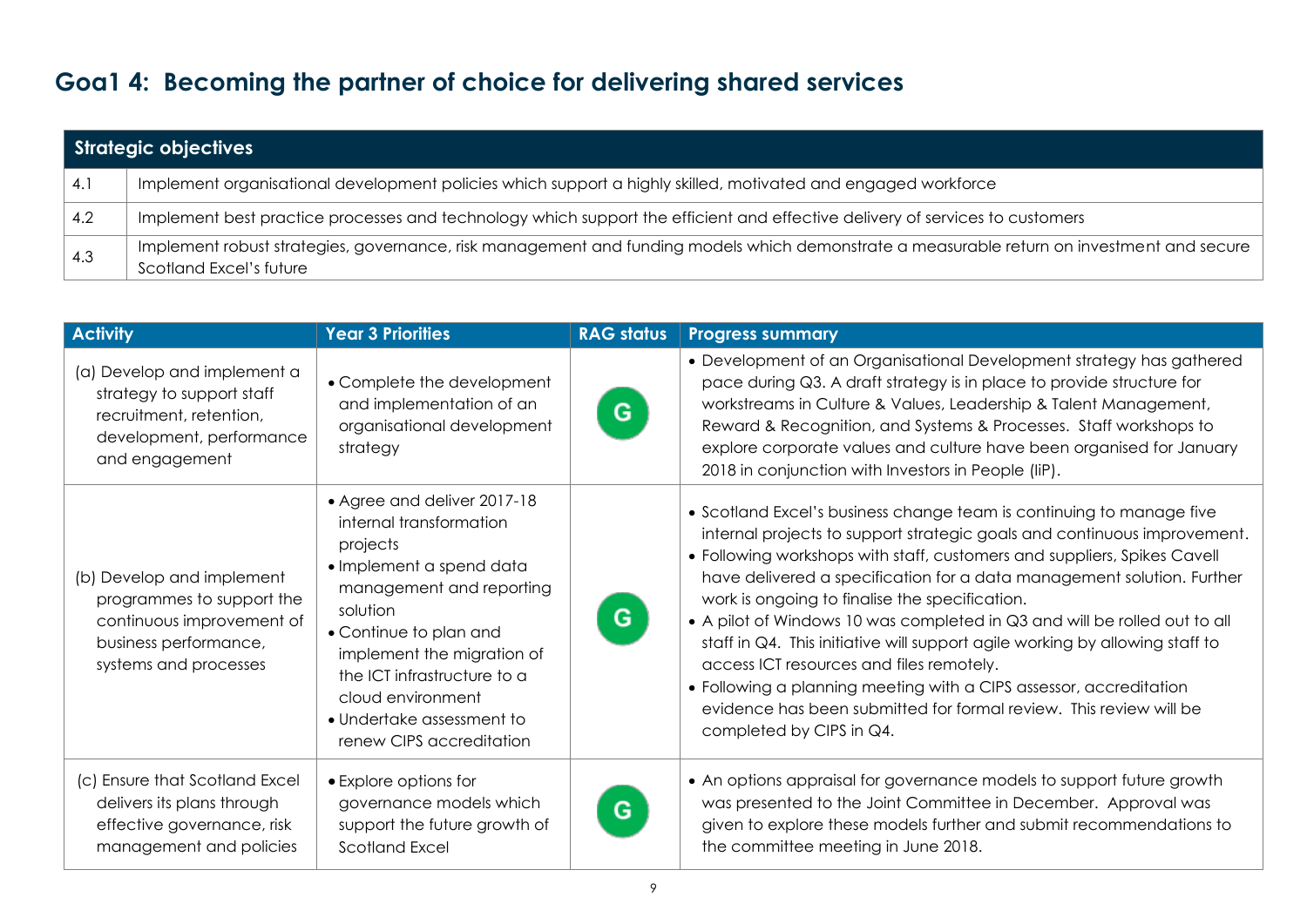# Goa1 4: Becoming the partner of choice for delivering shared services

| Strategic objectives | |
|---|---|
| 4.1 | Implement organisational development policies which support a highly skilled, motivated and engaged workforce |
| 4.2 | Implement best practice processes and technology which support the efficient and effective delivery of services to customers |
| 4.3 | Implement robust strategies, governance, risk management and funding models which demonstrate a measurable return on investment and secure Scotland Excel's future |

| Activity | Year 3 Priorities | RAG status | Progress summary |
|---|---|---|---|
| (a) Develop and implement a strategy to support staff recruitment, retention, development, performance and engagement | • Complete the development and implementation of an organisational development strategy | G | • Development of an Organisational Development strategy has gathered pace during Q3. A draft strategy is in place to provide structure for workstreams in Culture & Values, Leadership & Talent Management, Reward & Recognition, and Systems & Processes. Staff workshops to explore corporate values and culture have been organised for January 2018 in conjunction with Investors in People (IiP). |
| (b) Develop and implement programmes to support the continuous improvement of business performance, systems and processes | • Agree and deliver 2017-18 internal transformation projects<br>• Implement a spend data management and reporting solution<br>• Continue to plan and implement the migration of the ICT infrastructure to a cloud environment<br>• Undertake assessment to renew CIPS accreditation | G | • Scotland Excel's business change team is continuing to manage five internal projects to support strategic goals and continuous improvement.<br>• Following workshops with staff, customers and suppliers, Spikes Cavell have delivered a specification for a data management solution. Further work is ongoing to finalise the specification.<br>• A pilot of Windows 10 was completed in Q3 and will be rolled out to all staff in Q4. This initiative will support agile working by allowing staff to access ICT resources and files remotely.<br>• Following a planning meeting with a CIPS assessor, accreditation evidence has been submitted for formal review. This review will be completed by CIPS in Q4. |
| (c) Ensure that Scotland Excel delivers its plans through effective governance, risk management and policies | • Explore options for governance models which support the future growth of Scotland Excel | G | • An options appraisal for governance models to support future growth was presented to the Joint Committee in December. Approval was given to explore these models further and submit recommendations to the committee meeting in June 2018. |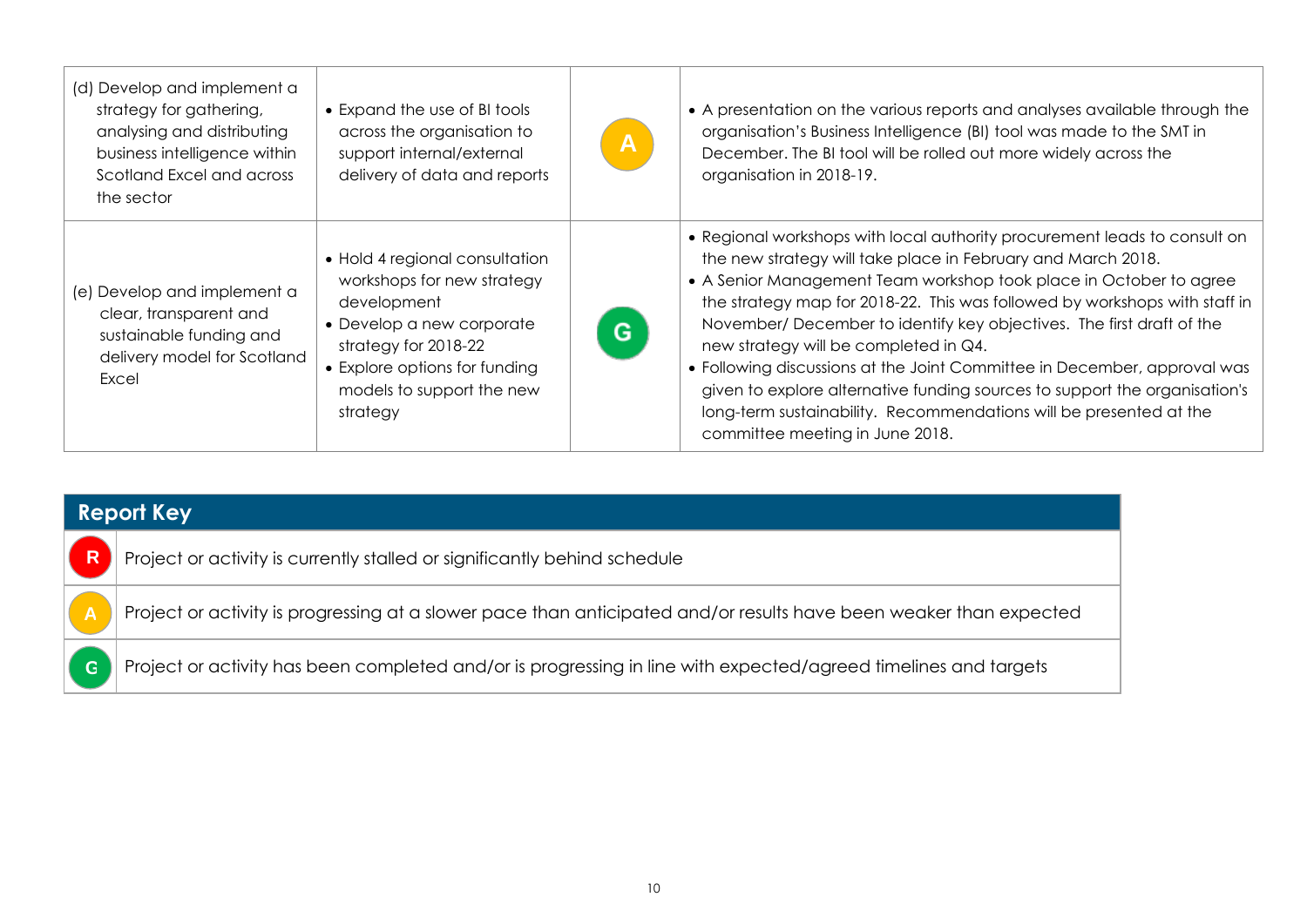| | | | |
|---|---|---|---|
| (d) Develop and implement a strategy for gathering, analysing and distributing business intelligence within Scotland Excel and across the sector | • Expand the use of BI tools across the organisation to support internal/external delivery of data and reports | A | • A presentation on the various reports and analyses available through the organisation's Business Intelligence (BI) tool was made to the SMT in December. The BI tool will be rolled out more widely across the organisation in 2018-19. |
| (e) Develop and implement a clear, transparent and sustainable funding and delivery model for Scotland Excel | • Hold 4 regional consultation workshops for new strategy development<br>• Develop a new corporate strategy for 2018-22<br>• Explore options for funding models to support the new strategy | G | • Regional workshops with local authority procurement leads to consult on the new strategy will take place in February and March 2018.<br>• A Senior Management Team workshop took place in October to agree the strategy map for 2018-22. This was followed by workshops with staff in November/ December to identify key objectives. The first draft of the new strategy will be completed in Q4.<br>• Following discussions at the Joint Committee in December, approval was given to explore alternative funding sources to support the organisation's long-term sustainability. Recommendations will be presented at the committee meeting in June 2018. |

| Report Key | |
|---|---|
| R | Project or activity is currently stalled or significantly behind schedule |
| A | Project or activity is progressing at a slower pace than anticipated and/or results have been weaker than expected |
| G | Project or activity has been completed and/or is progressing in line with expected/agreed timelines and targets |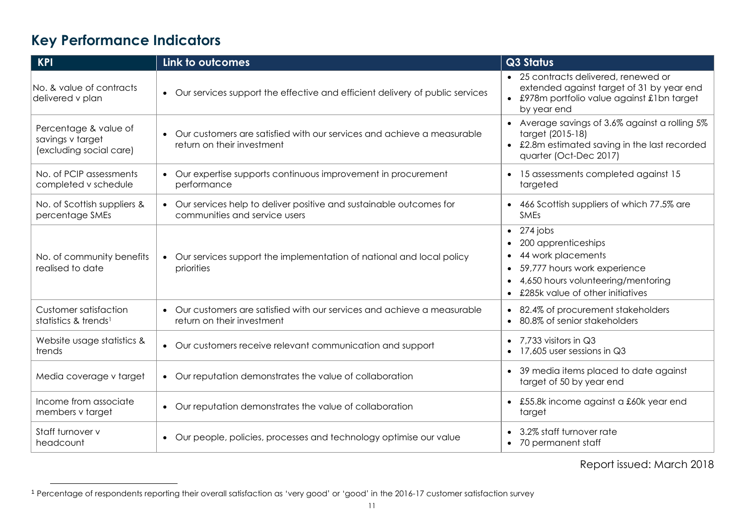## Key Performance Indicators

| KPI | Link to outcomes | Q3 Status |
|---|---|---|
| No. & value of contracts delivered v plan | • Our services support the effective and efficient delivery of public services | • 25 contracts delivered, renewed or extended against target of 31 by year end<br>• £978m portfolio value against £1bn target by year end |
| Percentage & value of savings v target (excluding social care) | • Our customers are satisfied with our services and achieve a measurable return on their investment | • Average savings of 3.6% against a rolling 5% target (2015-18)<br>• £2.8m estimated saving in the last recorded quarter (Oct-Dec 2017) |
| No. of PCIP assessments completed v schedule | • Our expertise supports continuous improvement in procurement performance | • 15 assessments completed against 15 targeted |
| No. of Scottish suppliers & percentage SMEs | • Our services help to deliver positive and sustainable outcomes for communities and service users | • 466 Scottish suppliers of which 77.5% are SMEs |
| No. of community benefits realised to date | • Our services support the implementation of national and local policy priorities | • 274 jobs<br>• 200 apprenticeships<br>• 44 work placements<br>• 59,777 hours work experience<br>• 4,650 hours volunteering/mentoring<br>• £285k value of other initiatives |
| Customer satisfaction statistics & trends[1] | • Our customers are satisfied with our services and achieve a measurable return on their investment | • 82.4% of procurement stakeholders<br>• 80.8% of senior stakeholders |
| Website usage statistics & trends | • Our customers receive relevant communication and support | • 7,733 visitors in Q3<br>• 17,605 user sessions in Q3 |
| Media coverage v target | • Our reputation demonstrates the value of collaboration | • 39 media items placed to date against target of 50 by year end |
| Income from associate members v target | • Our reputation demonstrates the value of collaboration | • £55.8k income against a £60k year end target |
| Staff turnover v headcount | • Our people, policies, processes and technology optimise our value | • 3.2% staff turnover rate<br>• 70 permanent staff |

Report issued: March 2018

[1] Percentage of respondents reporting their overall satisfaction as 'very good' or 'good' in the 2016-17 customer satisfaction survey